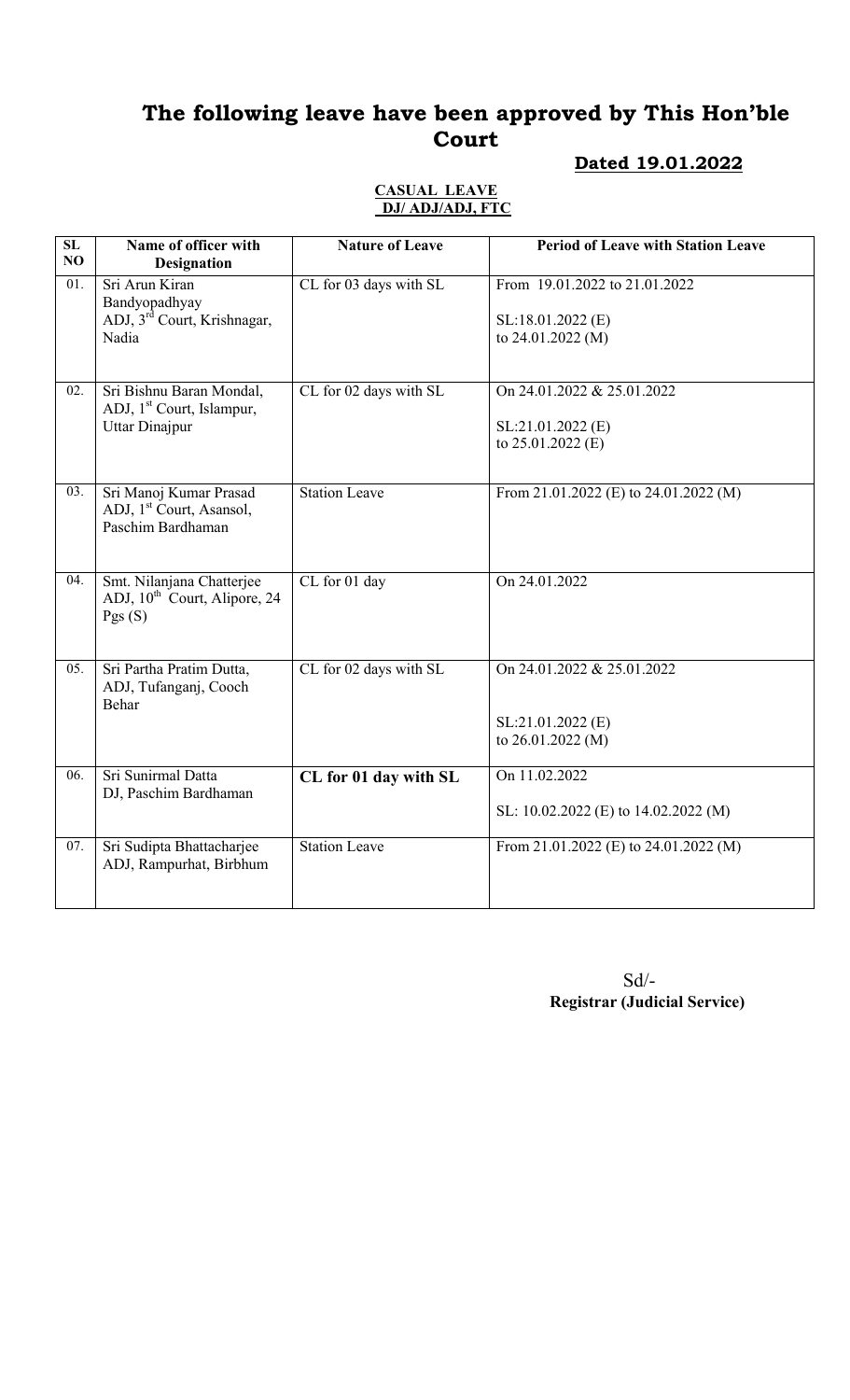# The following leave have been approved by This Hon'ble Court

**Dated 19.01.2022**

**CASUAL LEAVE**
**DJ/ ADJ/ADJ, FTC**

| SL NO | Name of officer with Designation | Nature of Leave | Period of Leave with Station Leave |
|---|---|---|---|
| 01. | Sri Arun Kiran Bandyopadhyay ADJ, 3rd Court, Krishnagar, Nadia | CL for 03 days with SL | From 19.01.2022 to 21.01.2022<br><br>SL:18.01.2022 (E) to 24.01.2022 (M) |
| 02. | Sri Bishnu Baran Mondal, ADJ, 1st Court, Islampur, Uttar Dinajpur | CL for 02 days with SL | On 24.01.2022 & 25.01.2022<br><br>SL:21.01.2022 (E) to 25.01.2022 (E) |
| 03. | Sri Manoj Kumar Prasad ADJ, 1st Court, Asansol, Paschim Bardhaman | Station Leave | From 21.01.2022 (E) to 24.01.2022 (M) |
| 04. | Smt. Nilanjana Chatterjee ADJ, 10th Court, Alipore, 24 Pgs (S) | CL for 01 day | On 24.01.2022 |
| 05. | Sri Partha Pratim Dutta, ADJ, Tufanganj, Cooch Behar | CL for 02 days with SL | On 24.01.2022 & 25.01.2022<br><br>SL:21.01.2022 (E) to 26.01.2022 (M) |
| 06. | Sri Sunirmal Datta DJ, Paschim Bardhaman | **CL for 01 day with SL** | On 11.02.2022<br><br>SL: 10.02.2022 (E) to 14.02.2022 (M) |
| 07. | Sri Sudipta Bhattacharjee ADJ, Rampurhat, Birbhum | Station Leave | From 21.01.2022 (E) to 24.01.2022 (M) |

Sd/-
**Registrar (Judicial Service)**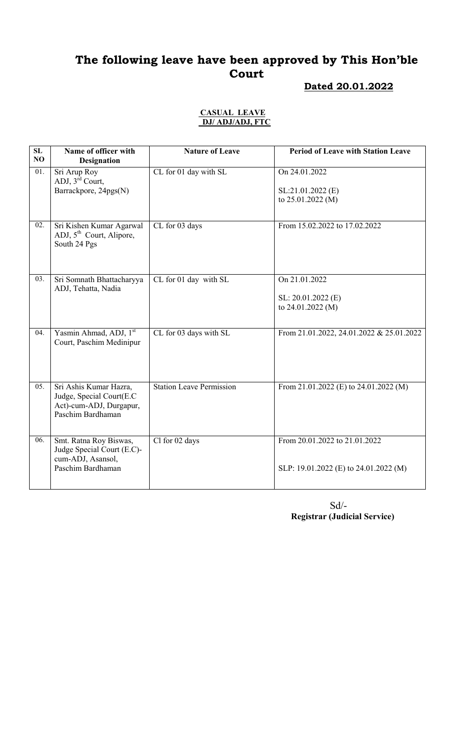# The following leave have been approved by This Hon'ble Court

**Dated 20.01.2022**

**CASUAL LEAVE**
**DJ/ ADJ/ADJ, FTC**

| SL NO | Name of officer with Designation | Nature of Leave | Period of Leave with Station Leave |
|---|---|---|---|
| 01. | Sri Arup Roy ADJ, 3rd Court, Barrackpore, 24pgs(N) | CL for 01 day with SL | On 24.01.2022<br><br>SL:21.01.2022 (E) to 25.01.2022 (M) |
| 02. | Sri Kishen Kumar Agarwal ADJ, 5th Court, Alipore, South 24 Pgs | CL for 03 days | From 15.02.2022 to 17.02.2022 |
| 03. | Sri Somnath Bhattacharyya ADJ, Tehatta, Nadia | CL for 01 day with SL | On 21.01.2022<br><br>SL: 20.01.2022 (E) to 24.01.2022 (M) |
| 04. | Yasmin Ahmad, ADJ, 1st Court, Paschim Medinipur | CL for 03 days with SL | From 21.01.2022, 24.01.2022 & 25.01.2022 |
| 05. | Sri Ashis Kumar Hazra, Judge, Special Court(E.C Act)-cum-ADJ, Durgapur, Paschim Bardhaman | Station Leave Permission | From 21.01.2022 (E) to 24.01.2022 (M) |
| 06. | Smt. Ratna Roy Biswas, Judge Special Court (E.C)-cum-ADJ, Asansol, Paschim Bardhaman | Cl for 02 days | From 20.01.2022 to 21.01.2022<br><br>SLP: 19.01.2022 (E) to 24.01.2022 (M) |

Sd/-
**Registrar (Judicial Service)**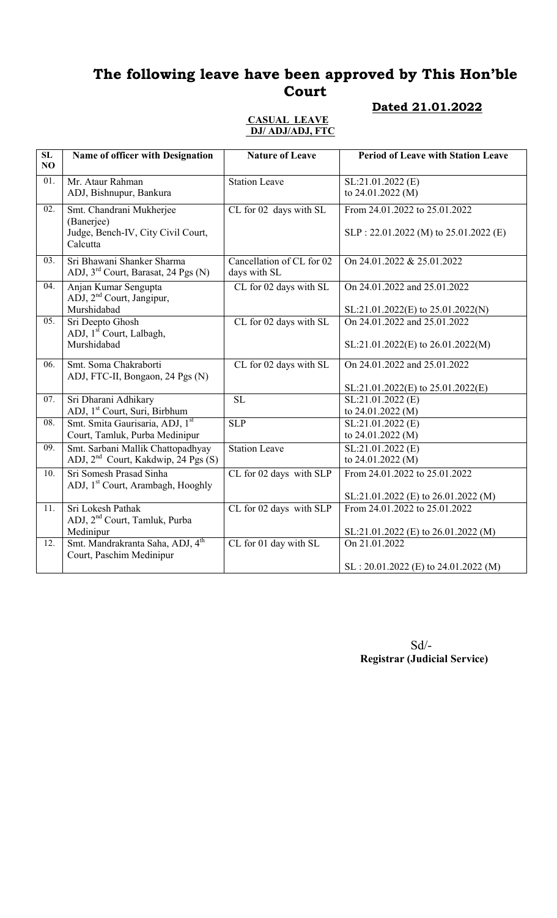# The following leave have been approved by This Hon'ble Court

**Dated 21.01.2022**

**CASUAL LEAVE**
**DJ/ ADJ/ADJ, FTC**

| SL NO | Name of officer with Designation | Nature of Leave | Period of Leave with Station Leave |
|---|---|---|---|
| 01. | Mr. Ataur Rahman<br>ADJ, Bishnupur, Bankura | Station Leave | SL:21.01.2022 (E)<br>to 24.01.2022 (M) |
| 02. | Smt. Chandrani Mukherjee (Banerjee)<br>Judge, Bench-IV, City Civil Court, Calcutta | CL for 02 days with SL | From 24.01.2022 to 25.01.2022<br><br>SLP : 22.01.2022 (M) to 25.01.2022 (E) |
| 03. | Sri Bhawani Shanker Sharma<br>ADJ, 3rd Court, Barasat, 24 Pgs (N) | Cancellation of CL for 02 days with SL | On 24.01.2022 & 25.01.2022 |
| 04. | Anjan Kumar Sengupta<br>ADJ, 2nd Court, Jangipur, Murshidabad | CL for 02 days with SL | On 24.01.2022 and 25.01.2022<br><br>SL:21.01.2022(E) to 25.01.2022(N) |
| 05. | Sri Deepto Ghosh<br>ADJ, 1st Court, Lalbagh, Murshidabad | CL for 02 days with SL | On 24.01.2022 and 25.01.2022<br><br>SL:21.01.2022(E) to 26.01.2022(M) |
| 06. | Smt. Soma Chakraborti<br>ADJ, FTC-II, Bongaon, 24 Pgs (N) | CL for 02 days with SL | On 24.01.2022 and 25.01.2022<br><br>SL:21.01.2022(E) to 25.01.2022(E) |
| 07. | Sri Dharani Adhikary<br>ADJ, 1st Court, Suri, Birbhum | SL | SL:21.01.2022 (E)<br>to 24.01.2022 (M) |
| 08. | Smt. Smita Gaurisaria, ADJ, 1st Court, Tamluk, Purba Medinipur | SLP | SL:21.01.2022 (E)<br>to 24.01.2022 (M) |
| 09. | Smt. Sarbani Mallik Chattopadhyay<br>ADJ, 2nd Court, Kakdwip, 24 Pgs (S) | Station Leave | SL:21.01.2022 (E)<br>to 24.01.2022 (M) |
| 10. | Sri Somesh Prasad Sinha<br>ADJ, 1st Court, Arambagh, Hooghly | CL for 02 days with SLP | From 24.01.2022 to 25.01.2022<br><br>SL:21.01.2022 (E) to 26.01.2022 (M) |
| 11. | Sri Lokesh Pathak<br>ADJ, 2nd Court, Tamluk, Purba Medinipur | CL for 02 days with SLP | From 24.01.2022 to 25.01.2022<br><br>SL:21.01.2022 (E) to 26.01.2022 (M) |
| 12. | Smt. Mandrakranta Saha, ADJ, 4th Court, Paschim Medinipur | CL for 01 day with SL | On 21.01.2022<br><br>SL : 20.01.2022 (E) to 24.01.2022 (M) |

Sd/-
**Registrar (Judicial Service)**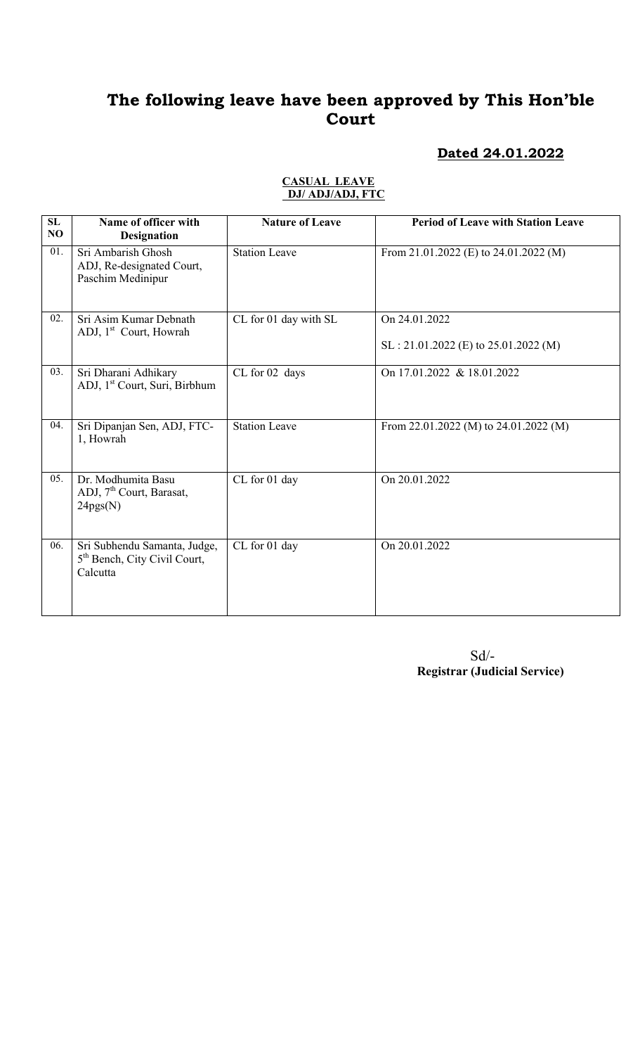# The following leave have been approved by This Hon'ble Court

## Dated 24.01.2022

**CASUAL LEAVE**
**DJ/ ADJ/ADJ, FTC**

| SL NO | Name of officer with Designation | Nature of Leave | Period of Leave with Station Leave |
|---|---|---|---|
| 01. | Sri Ambarish Ghosh ADJ, Re-designated Court, Paschim Medinipur | Station Leave | From 21.01.2022 (E) to 24.01.2022 (M) |
| 02. | Sri Asim Kumar Debnath ADJ, 1st Court, Howrah | CL for 01 day with SL | On 24.01.2022<br>SL : 21.01.2022 (E) to 25.01.2022 (M) |
| 03. | Sri Dharani Adhikary ADJ, 1st Court, Suri, Birbhum | CL for 02 days | On 17.01.2022 & 18.01.2022 |
| 04. | Sri Dipanjan Sen, ADJ, FTC-1, Howrah | Station Leave | From 22.01.2022 (M) to 24.01.2022 (M) |
| 05. | Dr. Modhumita Basu ADJ, 7th Court, Barasat, 24pgs(N) | CL for 01 day | On 20.01.2022 |
| 06. | Sri Subhendu Samanta, Judge, 5th Bench, City Civil Court, Calcutta | CL for 01 day | On 20.01.2022 |

Sd/-
**Registrar (Judicial Service)**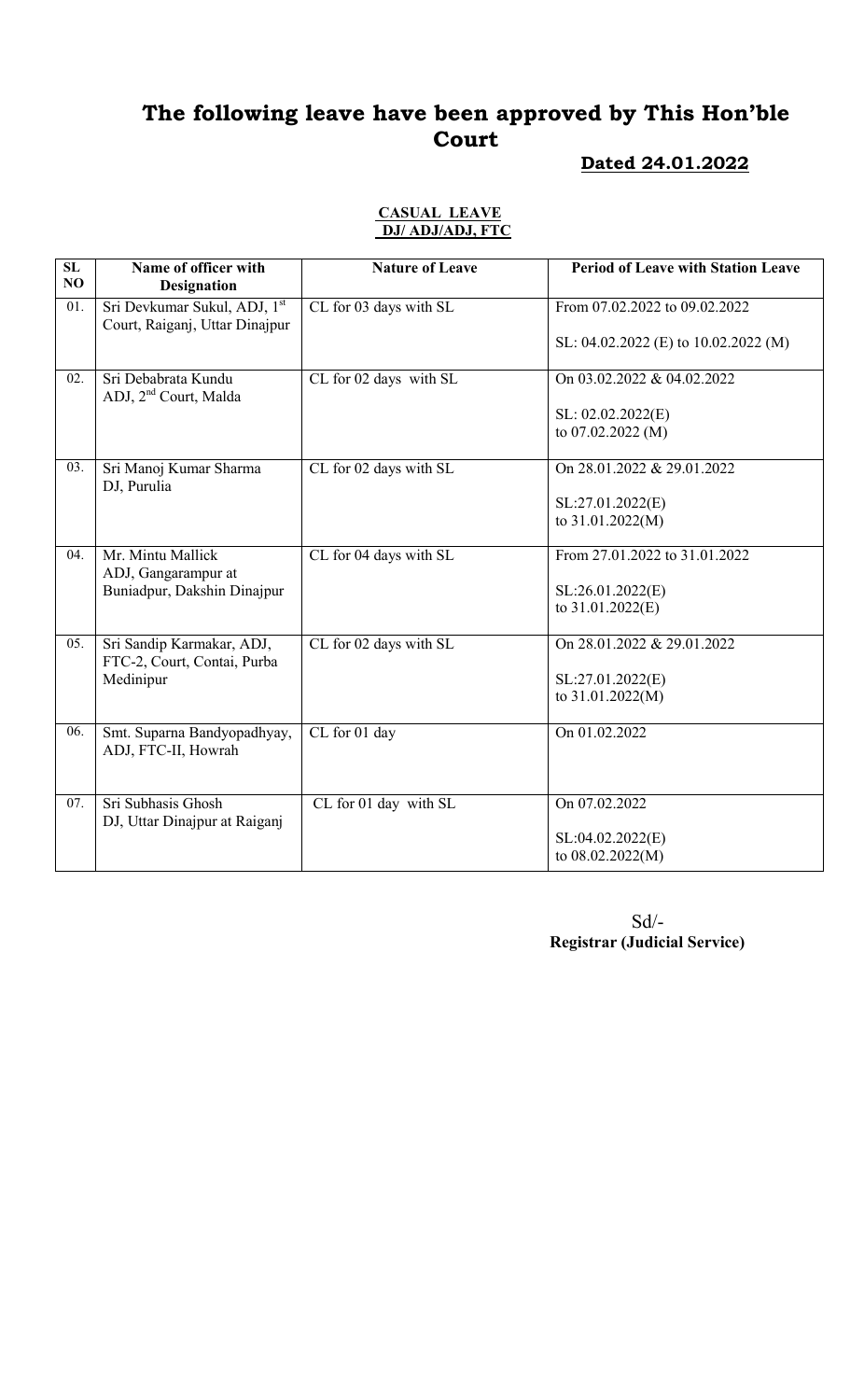# The following leave have been approved by This Hon'ble Court

**Dated 24.01.2022**

**CASUAL LEAVE**
**DJ/ ADJ/ADJ, FTC**

| SL NO | Name of officer with Designation | Nature of Leave | Period of Leave with Station Leave |
|---|---|---|---|
| 01. | Sri Devkumar Sukul, ADJ, 1st Court, Raiganj, Uttar Dinajpur | CL for 03 days with SL | From 07.02.2022 to 09.02.2022<br><br>SL: 04.02.2022 (E) to 10.02.2022 (M) |
| 02. | Sri Debabrata Kundu ADJ, 2nd Court, Malda | CL for 02 days with SL | On 03.02.2022 & 04.02.2022<br><br>SL: 02.02.2022(E) to 07.02.2022 (M) |
| 03. | Sri Manoj Kumar Sharma DJ, Purulia | CL for 02 days with SL | On 28.01.2022 & 29.01.2022<br><br>SL:27.01.2022(E) to 31.01.2022(M) |
| 04. | Mr. Mintu Mallick ADJ, Gangarampur at Buniadpur, Dakshin Dinajpur | CL for 04 days with SL | From 27.01.2022 to 31.01.2022<br><br>SL:26.01.2022(E) to 31.01.2022(E) |
| 05. | Sri Sandip Karmakar, ADJ, FTC-2, Court, Contai, Purba Medinipur | CL for 02 days with SL | On 28.01.2022 & 29.01.2022<br><br>SL:27.01.2022(E) to 31.01.2022(M) |
| 06. | Smt. Suparna Bandyopadhyay, ADJ, FTC-II, Howrah | CL for 01 day | On 01.02.2022 |
| 07. | Sri Subhasis Ghosh DJ, Uttar Dinajpur at Raiganj | CL for 01 day with SL | On 07.02.2022<br><br>SL:04.02.2022(E) to 08.02.2022(M) |

Sd/-
**Registrar (Judicial Service)**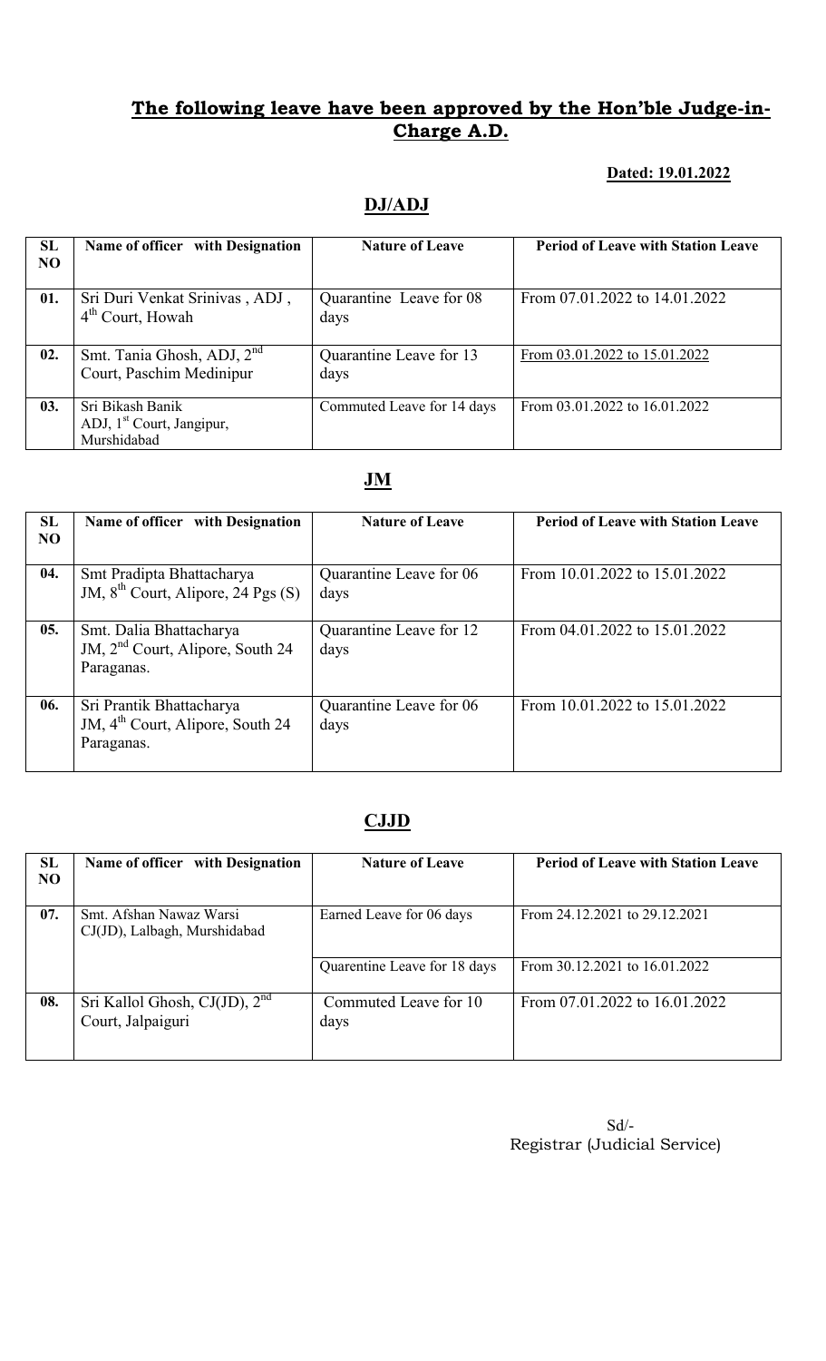## The following leave have been approved by the Hon'ble Judge-in-Charge A.D.

**Dated: 19.01.2022**

### DJ/ADJ

| SL NO | Name of officer with Designation | Nature of Leave | Period of Leave with Station Leave |
|---|---|---|---|
| 01. | Sri Duri Venkat Srinivas , ADJ , 4th Court, Howah | Quarantine Leave for 08 days | From 07.01.2022 to 14.01.2022 |
| 02. | Smt. Tania Ghosh, ADJ, 2nd Court, Paschim Medinipur | Quarantine Leave for 13 days | From 03.01.2022 to 15.01.2022 |
| 03. | Sri Bikash Banik ADJ, 1st Court, Jangipur, Murshidabad | Commuted Leave for 14 days | From 03.01.2022 to 16.01.2022 |

### JM

| SL NO | Name of officer with Designation | Nature of Leave | Period of Leave with Station Leave |
|---|---|---|---|
| 04. | Smt Pradipta Bhattacharya JM, 8th Court, Alipore, 24 Pgs (S) | Quarantine Leave for 06 days | From 10.01.2022 to 15.01.2022 |
| 05. | Smt. Dalia Bhattacharya JM, 2nd Court, Alipore, South 24 Paraganas. | Quarantine Leave for 12 days | From 04.01.2022 to 15.01.2022 |
| 06. | Sri Prantik Bhattacharya JM, 4th Court, Alipore, South 24 Paraganas. | Quarantine Leave for 06 days | From 10.01.2022 to 15.01.2022 |

### CJJD

| SL NO | Name of officer with Designation | Nature of Leave | Period of Leave with Station Leave |
|---|---|---|---|
| 07. | Smt. Afshan Nawaz Warsi CJ(JD), Lalbagh, Murshidabad | Earned Leave for 06 days | From 24.12.2021 to 29.12.2021 |
| | | Quarentine Leave for 18 days | From 30.12.2021 to 16.01.2022 |
| 08. | Sri Kallol Ghosh, CJ(JD), 2nd Court, Jalpaiguri | Commuted Leave for 10 days | From 07.01.2022 to 16.01.2022 |

Sd/-
Registrar (Judicial Service)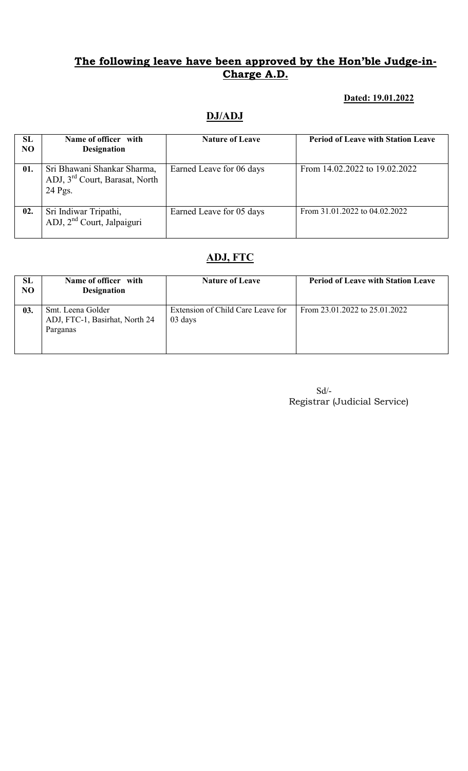## The following leave have been approved by the Hon'ble Judge-in-Charge A.D.

**Dated: 19.01.2022**

## DJ/ADJ

| SL NO | Name of officer with Designation | Nature of Leave | Period of Leave with Station Leave |
|---|---|---|---|
| 01. | Sri Bhawani Shankar Sharma, ADJ, 3rd Court, Barasat, North 24 Pgs. | Earned Leave for 06 days | From 14.02.2022 to 19.02.2022 |
| 02. | Sri Indiwar Tripathi, ADJ, 2nd Court, Jalpaiguri | Earned Leave for 05 days | From 31.01.2022 to 04.02.2022 |

## ADJ, FTC

| SL NO | Name of officer with Designation | Nature of Leave | Period of Leave with Station Leave |
|---|---|---|---|
| 03. | Smt. Leena Golder ADJ, FTC-1, Basirhat, North 24 Parganas | Extension of Child Care Leave for 03 days | From 23.01.2022 to 25.01.2022 |

Sd/-
Registrar (Judicial Service)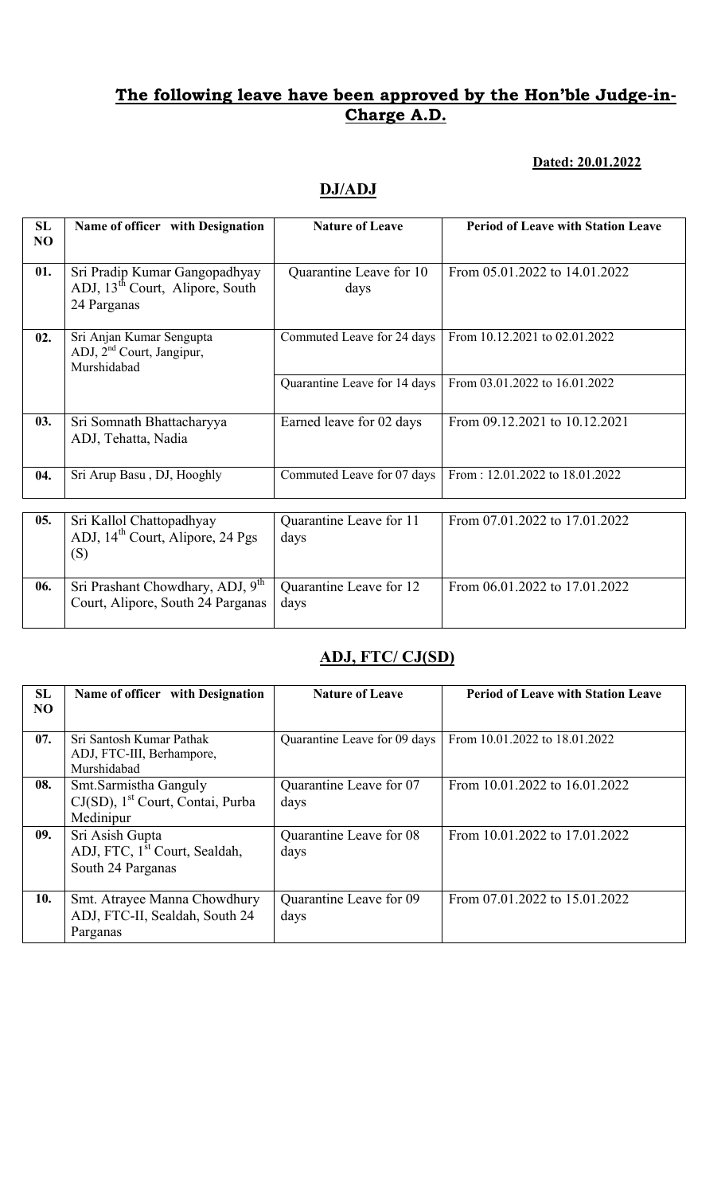## The following leave have been approved by the Hon'ble Judge-in-Charge A.D.

**Dated: 20.01.2022**

### DJ/ADJ

| SL NO | Name of officer with Designation | Nature of Leave | Period of Leave with Station Leave |
|---|---|---|---|
| 01. | Sri Pradip Kumar Gangopadhyay ADJ, 13th Court, Alipore, South 24 Parganas | Quarantine Leave for 10 days | From 05.01.2022 to 14.01.2022 |
| 02. | Sri Anjan Kumar Sengupta ADJ, 2nd Court, Jangipur, Murshidabad | Commuted Leave for 24 days | From 10.12.2021 to 02.01.2022 |
| | | Quarantine Leave for 14 days | From 03.01.2022 to 16.01.2022 |
| 03. | Sri Somnath Bhattacharyya ADJ, Tehatta, Nadia | Earned leave for 02 days | From 09.12.2021 to 10.12.2021 |
| 04. | Sri Arup Basu , DJ, Hooghly | Commuted Leave for 07 days | From : 12.01.2022 to 18.01.2022 |
| 05. | Sri Kallol Chattopadhyay ADJ, 14th Court, Alipore, 24 Pgs (S) | Quarantine Leave for 11 days | From 07.01.2022 to 17.01.2022 |
| 06. | Sri Prashant Chowdhary, ADJ, 9th Court, Alipore, South 24 Parganas | Quarantine Leave for 12 days | From 06.01.2022 to 17.01.2022 |

### ADJ, FTC/ CJ(SD)

| SL NO | Name of officer with Designation | Nature of Leave | Period of Leave with Station Leave |
|---|---|---|---|
| 07. | Sri Santosh Kumar Pathak ADJ, FTC-III, Berhampore, Murshidabad | Quarantine Leave for 09 days | From 10.01.2022 to 18.01.2022 |
| 08. | Smt.Sarmistha Ganguly CJ(SD), 1st Court, Contai, Purba Medinipur | Quarantine Leave for 07 days | From 10.01.2022 to 16.01.2022 |
| 09. | Sri Asish Gupta ADJ, FTC, 1st Court, Sealdah, South 24 Parganas | Quarantine Leave for 08 days | From 10.01.2022 to 17.01.2022 |
| 10. | Smt. Atrayee Manna Chowdhury ADJ, FTC-II, Sealdah, South 24 Parganas | Quarantine Leave for 09 days | From 07.01.2022 to 15.01.2022 |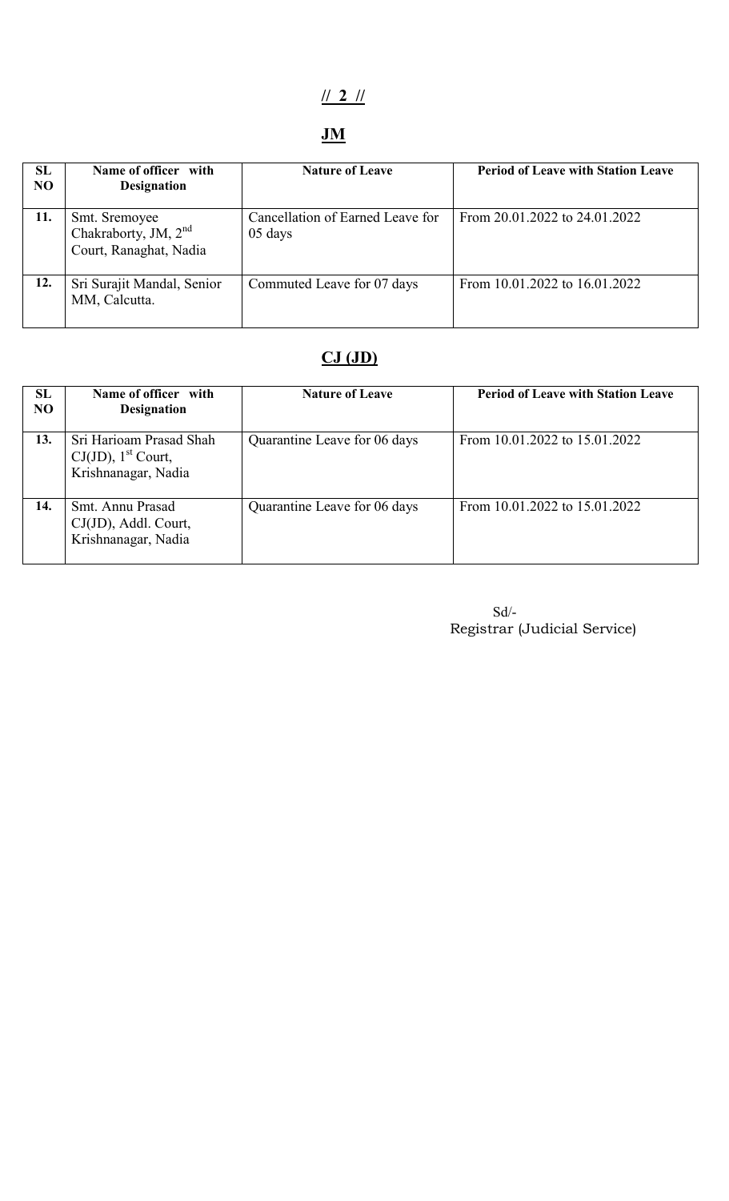## JM

| SL NO | Name of officer with Designation | Nature of Leave | Period of Leave with Station Leave |
|---|---|---|---|
| 11. | Smt. Sremoyee Chakraborty, JM, 2nd Court, Ranaghat, Nadia | Cancellation of Earned Leave for 05 days | From 20.01.2022 to 24.01.2022 |
| 12. | Sri Surajit Mandal, Senior MM, Calcutta. | Commuted Leave for 07 days | From 10.01.2022 to 16.01.2022 |

## CJ (JD)

| SL NO | Name of officer with Designation | Nature of Leave | Period of Leave with Station Leave |
|---|---|---|---|
| 13. | Sri Harioam Prasad Shah CJ(JD), 1st Court, Krishnanagar, Nadia | Quarantine Leave for 06 days | From 10.01.2022 to 15.01.2022 |
| 14. | Smt. Annu Prasad CJ(JD), Addl. Court, Krishnanagar, Nadia | Quarantine Leave for 06 days | From 10.01.2022 to 15.01.2022 |

Sd/-
Registrar (Judicial Service)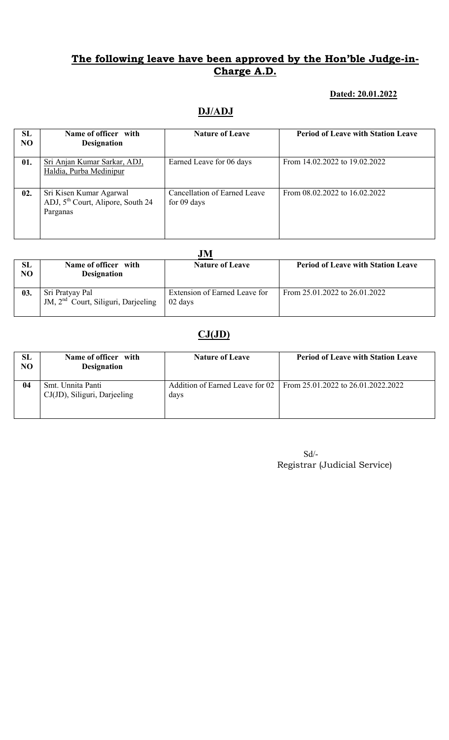## The following leave have been approved by the Hon'ble Judge-in-Charge A.D.

**Dated: 20.01.2022**

## DJ/ADJ

| SL NO | Name of officer with Designation | Nature of Leave | Period of Leave with Station Leave |
|---|---|---|---|
| 01. | Sri Anjan Kumar Sarkar, ADJ, Haldia, Purba Medinipur | Earned Leave for 06 days | From 14.02.2022 to 19.02.2022 |
| 02. | Sri Kisen Kumar Agarwal ADJ, 5th Court, Alipore, South 24 Parganas | Cancellation of Earned Leave for 09 days | From 08.02.2022 to 16.02.2022 |

## JM

| SL NO | Name of officer with Designation | Nature of Leave | Period of Leave with Station Leave |
|---|---|---|---|
| 03. | Sri Pratyay Pal JM, 2nd Court, Siliguri, Darjeeling | Extension of Earned Leave for 02 days | From 25.01.2022 to 26.01.2022 |

## CJ(JD)

| SL NO | Name of officer with Designation | Nature of Leave | Period of Leave with Station Leave |
|---|---|---|---|
| 04 | Smt. Unnita Panti CJ(JD), Siliguri, Darjeeling | Addition of Earned Leave for 02 days | From 25.01.2022 to 26.01.2022.2022 |

Sd/-
Registrar (Judicial Service)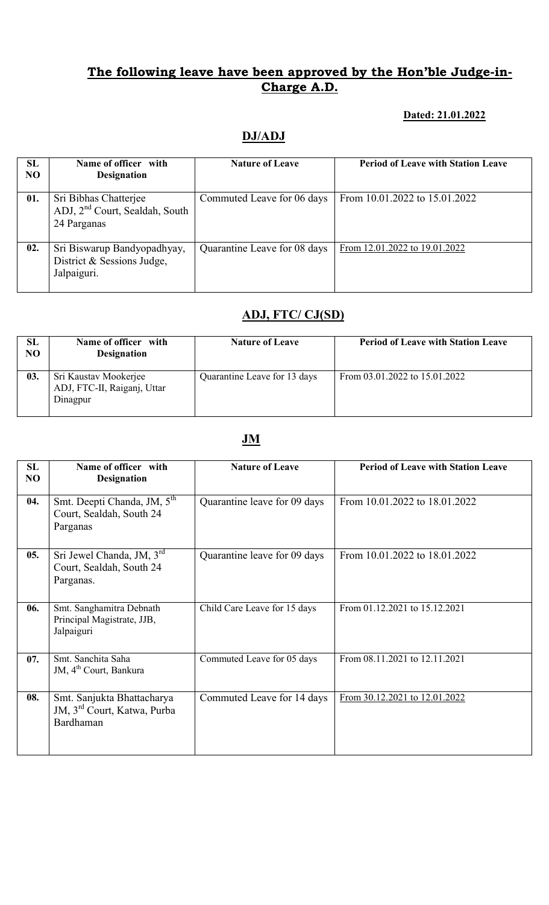## The following leave have been approved by the Hon'ble Judge-in-Charge A.D.

**Dated: 21.01.2022**

### DJ/ADJ

| SL NO | Name of officer with Designation | Nature of Leave | Period of Leave with Station Leave |
|---|---|---|---|
| 01. | Sri Bibhas Chatterjee ADJ, 2nd Court, Sealdah, South 24 Parganas | Commuted Leave for 06 days | From 10.01.2022 to 15.01.2022 |
| 02. | Sri Biswarup Bandyopadhyay, District & Sessions Judge, Jalpaiguri. | Quarantine Leave for 08 days | From 12.01.2022 to 19.01.2022 |

### ADJ, FTC/ CJ(SD)

| SL NO | Name of officer with Designation | Nature of Leave | Period of Leave with Station Leave |
|---|---|---|---|
| 03. | Sri Kaustav Mookerjee ADJ, FTC-II, Raiganj, Uttar Dinagpur | Quarantine Leave for 13 days | From 03.01.2022 to 15.01.2022 |

### JM

| SL NO | Name of officer with Designation | Nature of Leave | Period of Leave with Station Leave |
|---|---|---|---|
| 04. | Smt. Deepti Chanda, JM, 5th Court, Sealdah, South 24 Parganas | Quarantine leave for 09 days | From 10.01.2022 to 18.01.2022 |
| 05. | Sri Jewel Chanda, JM, 3rd Court, Sealdah, South 24 Parganas. | Quarantine leave for 09 days | From 10.01.2022 to 18.01.2022 |
| 06. | Smt. Sanghamitra Debnath Principal Magistrate, JJB, Jalpaiguri | Child Care Leave for 15 days | From 01.12.2021 to 15.12.2021 |
| 07. | Smt. Sanchita Saha JM, 4th Court, Bankura | Commuted Leave for 05 days | From 08.11.2021 to 12.11.2021 |
| 08. | Smt. Sanjukta Bhattacharya JM, 3rd Court, Katwa, Purba Bardhaman | Commuted Leave for 14 days | From 30.12.2021 to 12.01.2022 |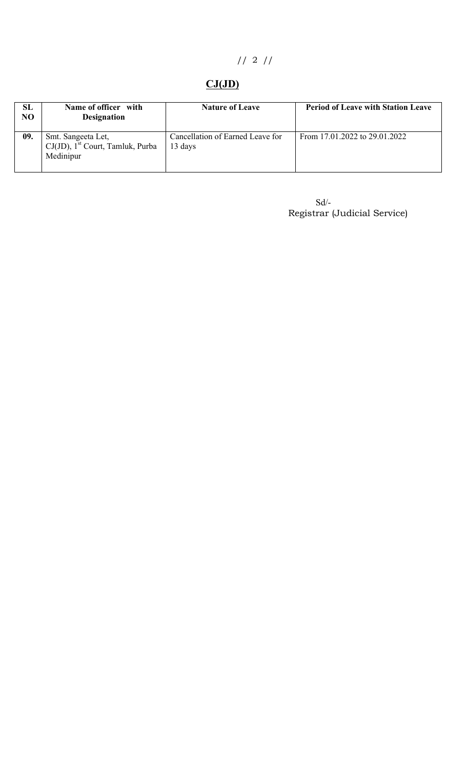## CJ(JD)

| SL NO | Name of officer with Designation | Nature of Leave | Period of Leave with Station Leave |
|---|---|---|---|
| 09. | Smt. Sangeeta Let, CJ(JD), 1st Court, Tamluk, Purba Medinipur | Cancellation of Earned Leave for 13 days | From 17.01.2022 to 29.01.2022 |

Sd/-
Registrar (Judicial Service)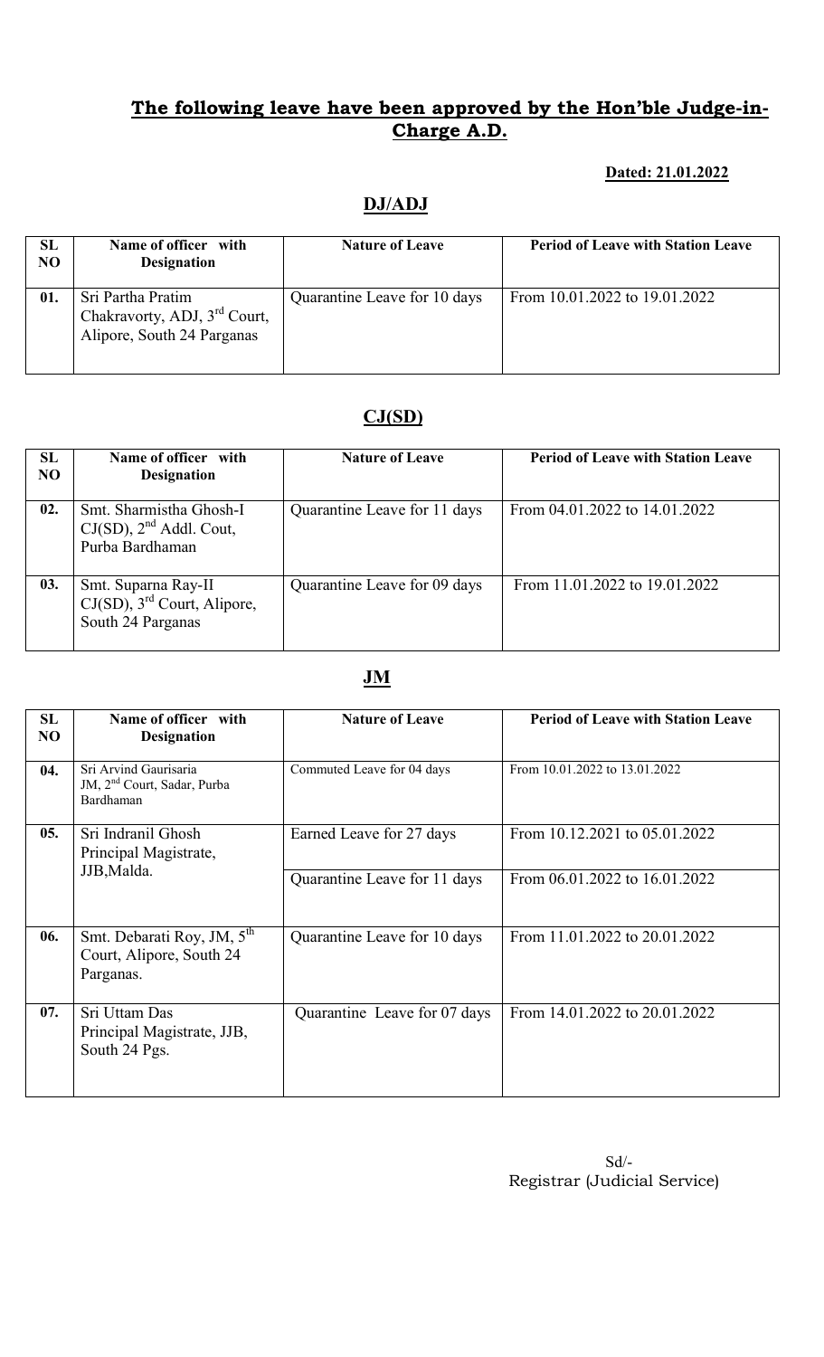## The following leave have been approved by the Hon'ble Judge-in-Charge A.D.

**Dated: 21.01.2022**

### DJ/ADJ

| SL NO | Name of officer with Designation | Nature of Leave | Period of Leave with Station Leave |
|---|---|---|---|
| 01. | Sri Partha Pratim Chakravorty, ADJ, 3rd Court, Alipore, South 24 Parganas | Quarantine Leave for 10 days | From 10.01.2022 to 19.01.2022 |

### CJ(SD)

| SL NO | Name of officer with Designation | Nature of Leave | Period of Leave with Station Leave |
|---|---|---|---|
| 02. | Smt. Sharmistha Ghosh-I CJ(SD), 2nd Addl. Cout, Purba Bardhaman | Quarantine Leave for 11 days | From 04.01.2022 to 14.01.2022 |
| 03. | Smt. Suparna Ray-II CJ(SD), 3rd Court, Alipore, South 24 Parganas | Quarantine Leave for 09 days | From 11.01.2022 to 19.01.2022 |

### JM

| SL NO | Name of officer with Designation | Nature of Leave | Period of Leave with Station Leave |
|---|---|---|---|
| 04. | Sri Arvind Gaurisaria JM, 2nd Court, Sadar, Purba Bardhaman | Commuted Leave for 04 days | From 10.01.2022 to 13.01.2022 |
| 05. | Sri Indranil Ghosh Principal Magistrate, JJB,Malda. | Earned Leave for 27 days | From 10.12.2021 to 05.01.2022 |
| | | Quarantine Leave for 11 days | From 06.01.2022 to 16.01.2022 |
| 06. | Smt. Debarati Roy, JM, 5th Court, Alipore, South 24 Parganas. | Quarantine Leave for 10 days | From 11.01.2022 to 20.01.2022 |
| 07. | Sri Uttam Das Principal Magistrate, JJB, South 24 Pgs. | Quarantine Leave for 07 days | From 14.01.2022 to 20.01.2022 |

Sd/-
Registrar (Judicial Service)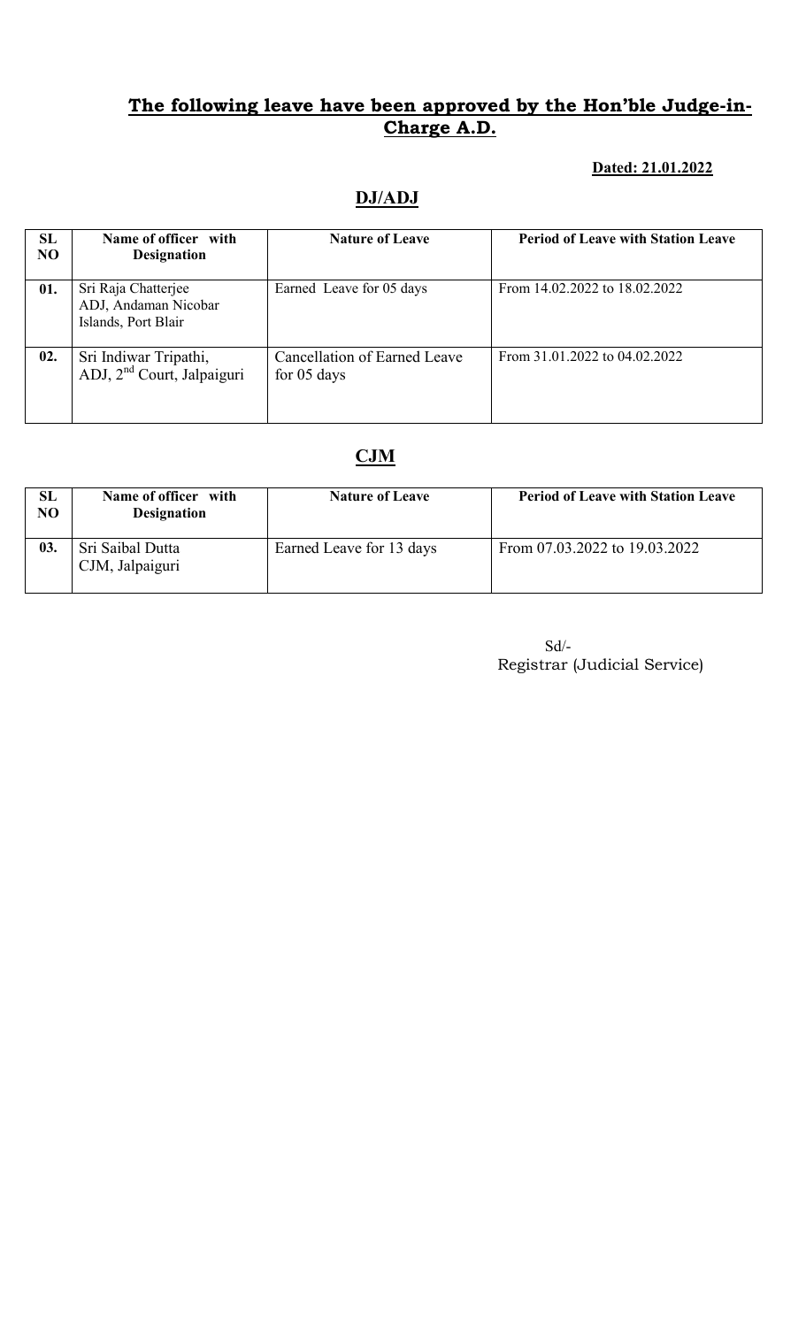## The following leave have been approved by the Hon'ble Judge-in-Charge A.D.

**Dated: 21.01.2022**

### DJ/ADJ

| SL NO | Name of officer with Designation | Nature of Leave | Period of Leave with Station Leave |
|---|---|---|---|
| 01. | Sri Raja Chatterjee ADJ, Andaman Nicobar Islands, Port Blair | Earned Leave for 05 days | From 14.02.2022 to 18.02.2022 |
| 02. | Sri Indiwar Tripathi, ADJ, 2nd Court, Jalpaiguri | Cancellation of Earned Leave for 05 days | From 31.01.2022 to 04.02.2022 |

### CJM

| SL NO | Name of officer with Designation | Nature of Leave | Period of Leave with Station Leave |
|---|---|---|---|
| 03. | Sri Saibal Dutta CJM, Jalpaiguri | Earned Leave for 13 days | From 07.03.2022 to 19.03.2022 |

Sd/-
Registrar (Judicial Service)